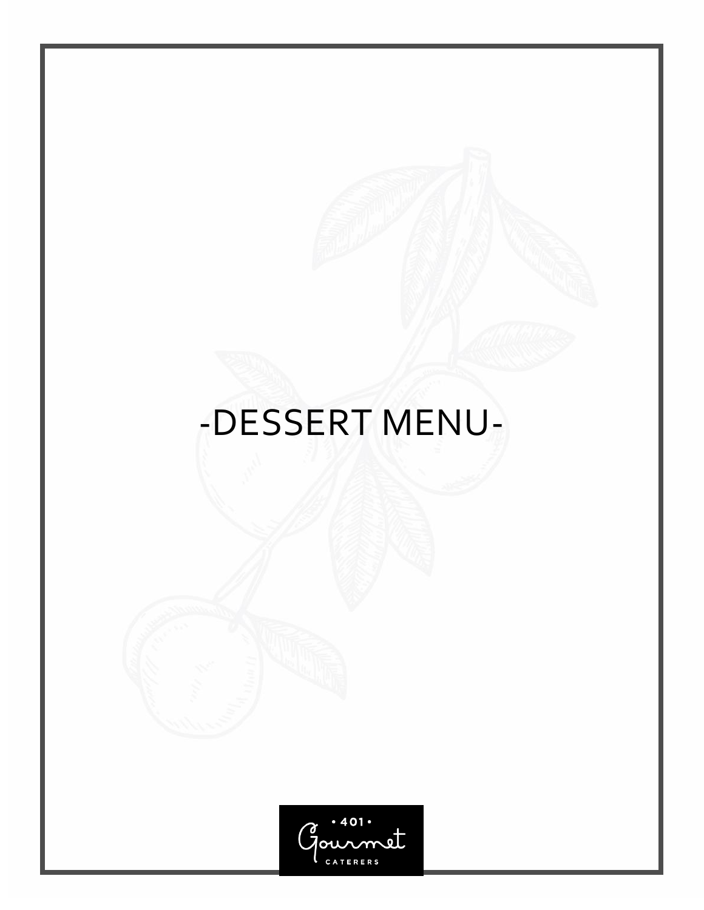# -DESSERT MENU-

• 401 •
Gourmet
CATERERS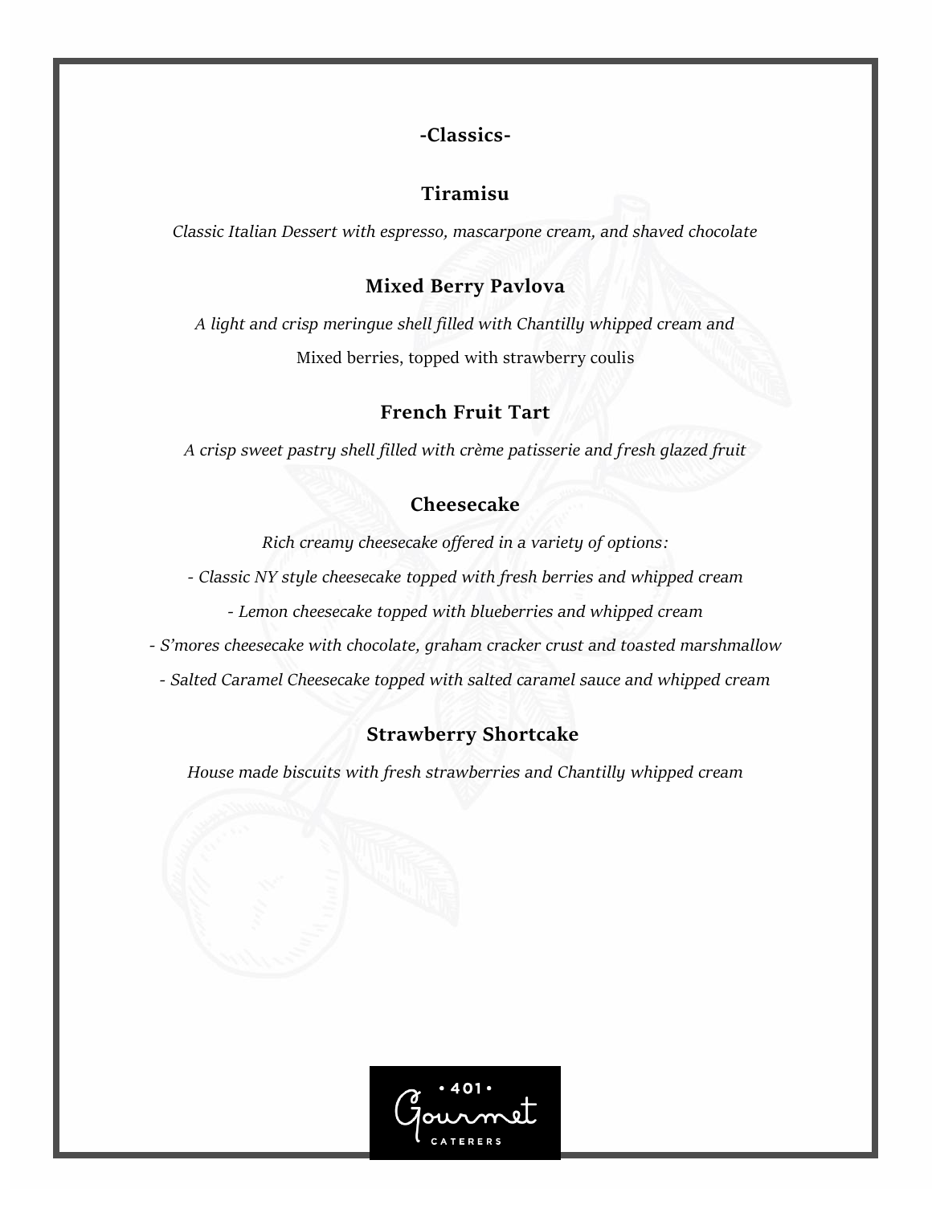## -Classics-

### Tiramisu

*Classic Italian Dessert with espresso, mascarpone cream, and shaved chocolate*

### Mixed Berry Pavlova

*A light and crisp meringue shell filled with Chantilly whipped cream and*
Mixed berries, topped with strawberry coulis

### French Fruit Tart

*A crisp sweet pastry shell filled with crème patisserie and fresh glazed fruit*

### Cheesecake

*Rich creamy cheesecake offered in a variety of options:*

*- Classic NY style cheesecake topped with fresh berries and whipped cream*

*- Lemon cheesecake topped with blueberries and whipped cream*

*- S'mores cheesecake with chocolate, graham cracker crust and toasted marshmallow*

*- Salted Caramel Cheesecake topped with salted caramel sauce and whipped cream*

### Strawberry Shortcake

*House made biscuits with fresh strawberries and Chantilly whipped cream*

• 401 •
Gourmet
CATERERS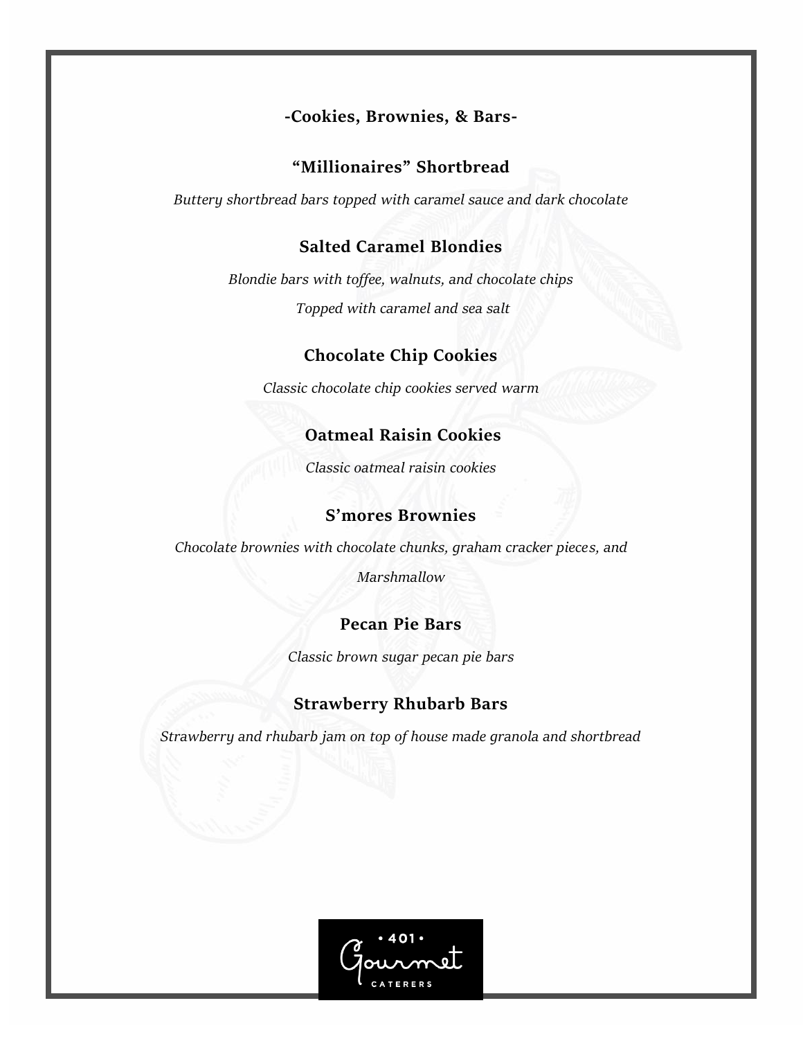## -Cookies, Brownies, & Bars-

### “Millionaires” Shortbread

*Buttery shortbread bars topped with caramel sauce and dark chocolate*

### Salted Caramel Blondies

*Blondie bars with toffee, walnuts, and chocolate chips*

*Topped with caramel and sea salt*

### Chocolate Chip Cookies

*Classic chocolate chip cookies served warm*

### Oatmeal Raisin Cookies

*Classic oatmeal raisin cookies*

### S’mores Brownies

*Chocolate brownies with chocolate chunks, graham cracker pieces, and Marshmallow*

### Pecan Pie Bars

*Classic brown sugar pecan pie bars*

### Strawberry Rhubarb Bars

*Strawberry and rhubarb jam on top of house made granola and shortbread*

• 401 • Gourmet CATERERS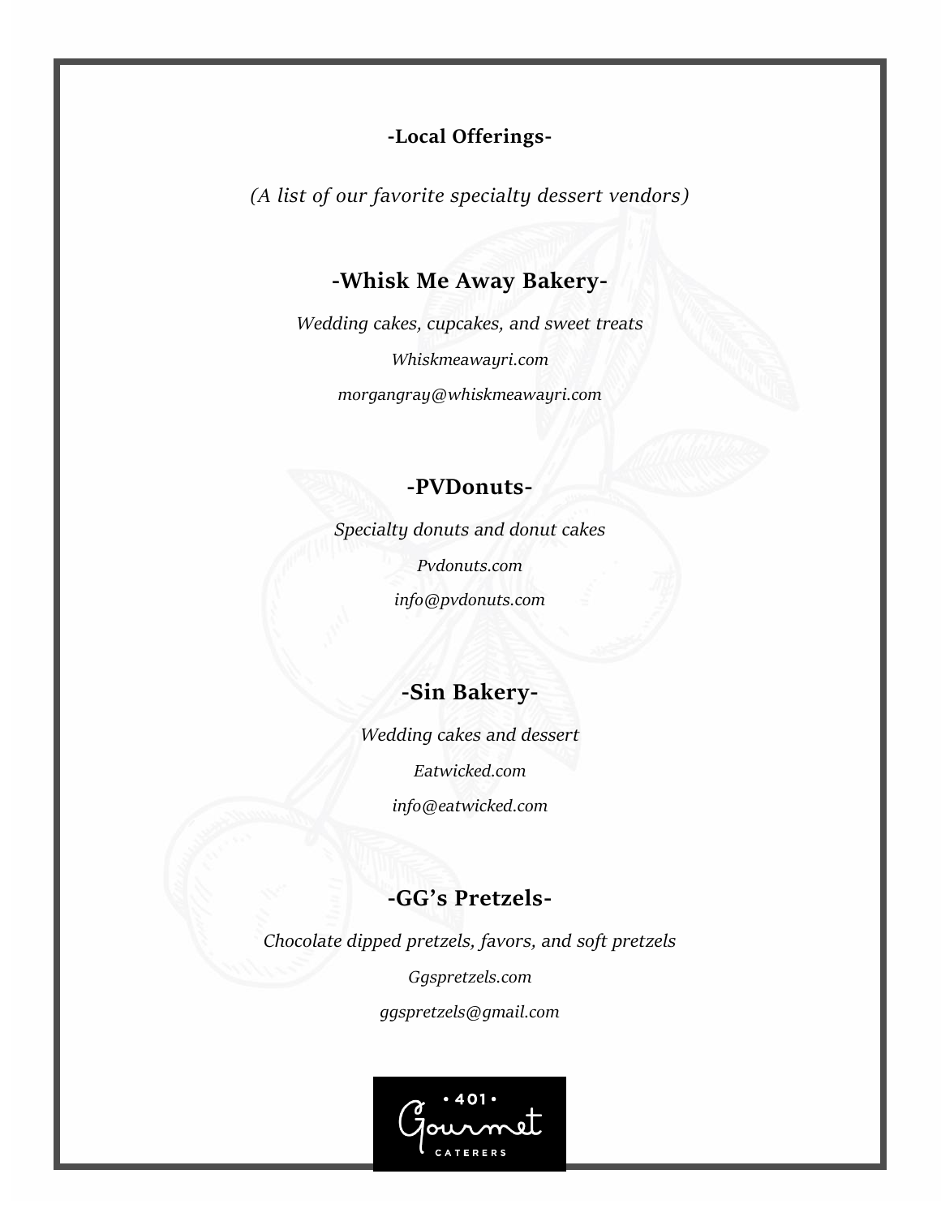**-Local Offerings-**

*(A list of our favorite specialty dessert vendors)*

## -Whisk Me Away Bakery-

*Wedding cakes, cupcakes, and sweet treats*

*Whiskmeawayri.com*

*morgangray@whiskmeawayri.com*

## -PVDonuts-

*Specialty donuts and donut cakes*

*Pvdonuts.com*

*info@pvdonuts.com*

## -Sin Bakery-

*Wedding cakes and dessert*

*Eatwicked.com*

*info@eatwicked.com*

## -GG's Pretzels-

*Chocolate dipped pretzels, favors, and soft pretzels*

*Ggspretzels.com*

*ggspretzels@gmail.com*

• 401 •
Gourmet
CATERERS